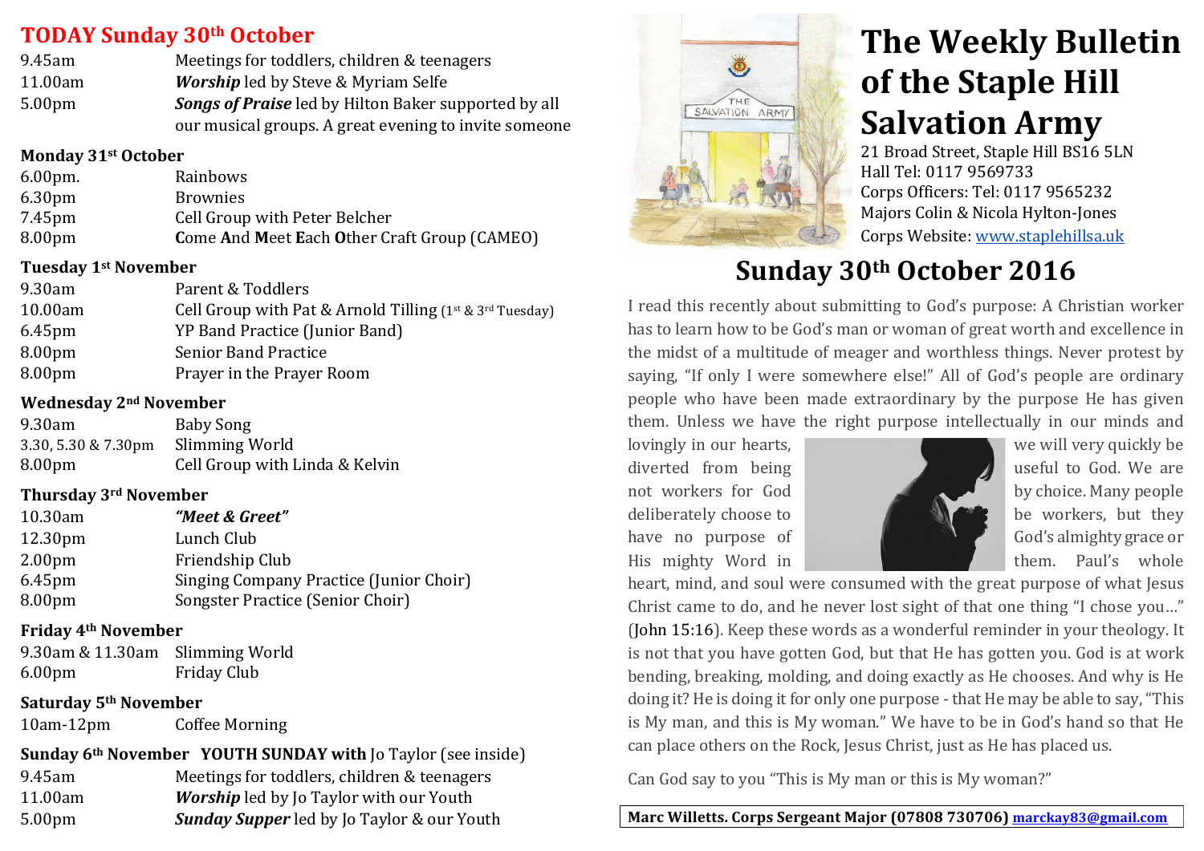## TODAY Sunday 30th October

| | |
|---|---|
| 9.45am | Meetings for toddlers, children & teenagers |
| 11.00am | ***Worship*** led by Steve & Myriam Selfe |
| 5.00pm | ***Songs of Praise*** led by Hilton Baker supported by all our musical groups. A great evening to invite someone |

**Monday 31st October**

| | |
|---|---|
| 6.00pm. | Rainbows |
| 6.30pm | Brownies |
| 7.45pm | Cell Group with Peter Belcher |
| 8.00pm | **C**ome **A**nd **M**eet **E**ach **O**ther Craft Group (CAMEO) |

**Tuesday 1st November**

| | |
|---|---|
| 9.30am | Parent & Toddlers |
| 10.00am | Cell Group with Pat & Arnold Tilling (1st & 3rd Tuesday) |
| 6.45pm | YP Band Practice (Junior Band) |
| 8.00pm | Senior Band Practice |
| 8.00pm | Prayer in the Prayer Room |

**Wednesday 2nd November**

| | |
|---|---|
| 9.30am | Baby Song |
| 3.30, 5.30 & 7.30pm | Slimming World |
| 8.00pm | Cell Group with Linda & Kelvin |

**Thursday 3rd November**

| | |
|---|---|
| 10.30am | ***"Meet & Greet"*** |
| 12.30pm | Lunch Club |
| 2.00pm | Friendship Club |
| 6.45pm | Singing Company Practice (Junior Choir) |
| 8.00pm | Songster Practice (Senior Choir) |

**Friday 4th November**

| | |
|---|---|
| 9.30am & 11.30am | Slimming World |
| 6.00pm | Friday Club |

**Saturday 5th November**

| | |
|---|---|
| 10am-12pm | Coffee Morning |

**Sunday 6th November YOUTH SUNDAY with** Jo Taylor (see inside)

| | |
|---|---|
| 9.45am | Meetings for toddlers, children & teenagers |
| 11.00am | ***Worship*** led by Jo Taylor with our Youth |
| 5.00pm | ***Sunday Supper*** led by Jo Taylor & our Youth |

# The Weekly Bulletin of the Staple Hill Salvation Army

21 Broad Street, Staple Hill BS16 5LN
Hall Tel: 0117 9569733
Corps Officers: Tel: 0117 9565232
Majors Colin & Nicola Hylton-Jones
Corps Website: www.staplehillsa.uk

## Sunday 30th October 2016

I read this recently about submitting to God's purpose: A Christian worker has to learn how to be God's man or woman of great worth and excellence in the midst of a multitude of meager and worthless things. Never protest by saying, "If only I were somewhere else!" All of God's people are ordinary people who have been made extraordinary by the purpose He has given them. Unless we have the right purpose intellectually in our minds and lovingly in our hearts, we will very quickly be diverted from being useful to God. We are not workers for God by choice. Many people deliberately choose to be workers, but they have no purpose of God's almighty grace or His mighty Word in them. Paul's whole heart, mind, and soul were consumed with the great purpose of what Jesus Christ came to do, and he never lost sight of that one thing "I chose you…" (John 15:16). Keep these words as a wonderful reminder in your theology. It is not that you have gotten God, but that He has gotten you. God is at work bending, breaking, molding, and doing exactly as He chooses. And why is He doing it? He is doing it for only one purpose - that He may be able to say, "This is My man, and this is My woman." We have to be in God's hand so that He can place others on the Rock, Jesus Christ, just as He has placed us.

Can God say to you "This is My man or this is My woman?"

**Marc Willetts. Corps Sergeant Major (07808 730706) marckay83@gmail.com**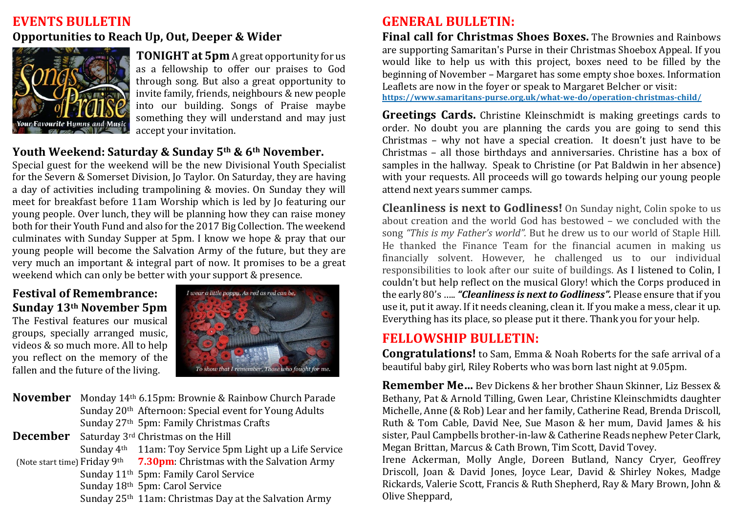# EVENTS BULLETIN

## Opportunities to Reach Up, Out, Deeper & Wider

**TONIGHT at 5pm** A great opportunity for us as a fellowship to offer our praises to God through song. But also a great opportunity to invite family, friends, neighbours & new people into our building. Songs of Praise maybe something they will understand and may just accept your invitation.

### Youth Weekend: Saturday & Sunday 5th & 6th November.

Special guest for the weekend will be the new Divisional Youth Specialist for the Severn & Somerset Division, Jo Taylor. On Saturday, they are having a day of activities including trampolining & movies. On Sunday they will meet for breakfast before 11am Worship which is led by Jo featuring our young people. Over lunch, they will be planning how they can raise money both for their Youth Fund and also for the 2017 Big Collection. The weekend culminates with Sunday Supper at 5pm. I know we hope & pray that our young people will become the Salvation Army of the future, but they are very much an important & integral part of now. It promises to be a great weekend which can only be better with your support & presence.

### Festival of Remembrance: Sunday 13th November 5pm

The Festival features our musical groups, specially arranged music, videos & so much more. All to help you reflect on the memory of the fallen and the future of the living.

| | | |
|---|---|---|
| **November** | Monday 14th | 6.15pm: Brownie & Rainbow Church Parade |
| | Sunday 20th | Afternoon: Special event for Young Adults |
| | Sunday 27th | 5pm: Family Christmas Crafts |
| **December** | Saturday 3rd | Christmas on the Hill |
| | Sunday 4th | 11am: Toy Service 5pm Light up a Life Service |
| (Note start time) | Friday 9th | **7.30pm**: Christmas with the Salvation Army |
| | Sunday 11th | 5pm: Family Carol Service |
| | Sunday 18th | 5pm: Carol Service |
| | Sunday 25th | 11am: Christmas Day at the Salvation Army |

# GENERAL BULLETIN:

**Final call for Christmas Shoes Boxes.** The Brownies and Rainbows are supporting Samaritan's Purse in their Christmas Shoebox Appeal. If you would like to help us with this project, boxes need to be filled by the beginning of November – Margaret has some empty shoe boxes. Information Leaflets are now in the foyer or speak to Margaret Belcher or visit: https://www.samaritans-purse.org.uk/what-we-do/operation-christmas-child/

**Greetings Cards.** Christine Kleinschmidt is making greetings cards to order. No doubt you are planning the cards you are going to send this Christmas – why not have a special creation. It doesn't just have to be Christmas – all those birthdays and anniversaries. Christine has a box of samples in the hallway. Speak to Christine (or Pat Baldwin in her absence) with your requests. All proceeds will go towards helping our young people attend next years summer camps.

**Cleanliness is next to Godliness!** On Sunday night, Colin spoke to us about creation and the world God has bestowed – we concluded with the song *"This is my Father's world".* But he drew us to our world of Staple Hill. He thanked the Finance Team for the financial acumen in making us financially solvent. However, he challenged us to our individual responsibilities to look after our suite of buildings. As I listened to Colin, I couldn't but help reflect on the musical Glory! which the Corps produced in the early 80's ….. ***"Cleanliness is next to Godliness".*** Please ensure that if you use it, put it away. If it needs cleaning, clean it. If you make a mess, clear it up. Everything has its place, so please put it there. Thank you for your help.

# FELLOWSHIP BULLETIN:

**Congratulations!** to Sam, Emma & Noah Roberts for the safe arrival of a beautiful baby girl, Riley Roberts who was born last night at 9.05pm.

**Remember Me…** Bev Dickens & her brother Shaun Skinner, Liz Bessex & Bethany, Pat & Arnold Tilling, Gwen Lear, Christine Kleinschmidts daughter Michelle, Anne (& Rob) Lear and her family, Catherine Read, Brenda Driscoll, Ruth & Tom Cable, David Nee, Sue Mason & her mum, David James & his sister, Paul Campbells brother-in-law & Catherine Reads nephew Peter Clark, Megan Brittan, Marcus & Cath Brown, Tim Scott, David Tovey.
Irene Ackerman, Molly Angle, Doreen Butland, Nancy Cryer, Geoffrey Driscoll, Joan & David Jones, Joyce Lear, David & Shirley Nokes, Madge Rickards, Valerie Scott, Francis & Ruth Shepherd, Ray & Mary Brown, John & Olive Sheppard,